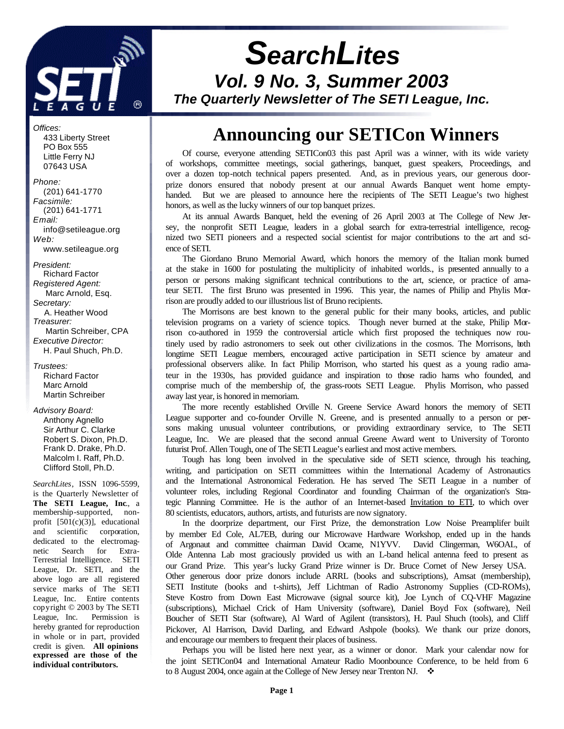# *SearchLites*

## *Vol. 9 No. 3, Summer 2003*

### *The Quarterly Newsletter of The SETI League, Inc.*

*Offices:*
433 Liberty Street
PO Box 555
Little Ferry NJ
07643 USA

*Phone:*
(201) 641-1770
*Facsimile:*
(201) 641-1771
*Email:*
info@setileague.org
*Web:*
www.setileague.org

*President:*
Richard Factor
*Registered Agent:*
Marc Arnold, Esq.
*Secretary:*
A. Heather Wood
*Treasurer:*
Martin Schreiber, CPA
*Executive Director:*
H. Paul Shuch, Ph.D.

*Trustees:*
Richard Factor
Marc Arnold
Martin Schreiber

*Advisory Board:*
Anthony Agnello
Sir Arthur C. Clarke
Robert S. Dixon, Ph.D.
Frank D. Drake, Ph.D.
Malcolm I. Raff, Ph.D.
Clifford Stoll, Ph.D.

*SearchLites*, ISSN 1096-5599, is the Quarterly Newsletter of **The SETI League, Inc**., a membership-supported, nonprofit [501(c)(3)], educational and scientific corporation, dedicated to the electromagnetic Search for Extra-Terrestrial Intelligence. SETI League, Dr. SETI, and the above logo are all registered service marks of The SETI League, Inc. Entire contents copyright © 2003 by The SETI League, Inc. Permission is hereby granted for reproduction in whole or in part, provided credit is given. **All opinions expressed are those of the individual contributors.**

# Announcing our SETICon Winners

Of course, everyone attending SETICon03 this past April was a winner, with its wide variety of workshops, committee meetings, social gatherings, banquet, guest speakers, Proceedings, and over a dozen top-notch technical papers presented. And, as in previous years, our generous doorprize donors ensured that nobody present at our annual Awards Banquet went home empty-handed. But we are pleased to announce here the recipients of The SETI League's two highest honors, as well as the lucky winners of our top banquet prizes.

At its annual Awards Banquet, held the evening of 26 April 2003 at The College of New Jersey, the nonprofit SETI League, leaders in a global search for extra-terrestrial intelligence, recognized two SETI pioneers and a respected social scientist for major contributions to the art and science of SETI.

The Giordano Bruno Memorial Award, which honors the memory of the Italian monk burned at the stake in 1600 for postulating the multiplicity of inhabited worlds., is presented annually to a person or persons making significant technical contributions to the art, science, or practice of amateur SETI. The first Bruno was presented in 1996. This year, the names of Philip and Phylis Morrison are proudly added to our illustrious list of Bruno recipients.

The Morrisons are best known to the general public for their many books, articles, and public television programs on a variety of science topics. Though never burned at the stake, Philip Morrison co-authored in 1959 the controversial article which first proposed the techniques now routinely used by radio astronomers to seek out other civilizations in the cosmos. The Morrisons, both longtime SETI League members, encouraged active participation in SETI science by amateur and professional observers alike. In fact Philip Morrison, who started his quest as a young radio amateur in the 1930s, has provided guidance and inspiration to those radio hams who founded, and comprise much of the membership of, the grass-roots SETI League. Phylis Morrison, who passed away last year, is honored in memoriam.

The more recently established Orville N. Greene Service Award honors the memory of SETI League supporter and co-founder Orville N. Greene, and is presented annually to a person or persons making unusual volunteer contributions, or providing extraordinary service, to The SETI League, Inc. We are pleased that the second annual Greene Award went to University of Toronto futurist Prof. Allen Tough, one of The SETI League's earliest and most active members.

Tough has long been involved in the speculative side of SETI science, through his teaching, writing, and participation on SETI committees within the International Academy of Astronautics and the International Astronomical Federation. He has served The SETI League in a number of volunteer roles, including Regional Coordinator and founding Chairman of the organization's Strategic Planning Committee. He is the author of an Internet-based Invitation to ETI, to which over 80 scientists, educators, authors, artists, and futurists are now signatory.

In the doorprize department, our First Prize, the demonstration Low Noise Preamplifer built by member Ed Cole, AL7EB, during our Microwave Hardware Workshop, ended up in the hands of Argonaut and committee chairman David Ocame, N1YVV. David Clingerman, W6OAL, of Olde Antenna Lab most graciously provided us with an L-band helical antenna feed to present as our Grand Prize. This year's lucky Grand Prize winner is Dr. Bruce Cornet of New Jersey USA. Other generous door prize donors include ARRL (books and subscriptions), Amsat (membership), SETI Institute (books and t-shirts), Jeff Lichtman of Radio Astronomy Supplies (CD-ROMs), Steve Kostro from Down East Microwave (signal source kit), Joe Lynch of CQ-VHF Magazine (subscriptions), Michael Crick of Ham University (software), Daniel Boyd Fox (software), Neil Boucher of SETI Star (software), Al Ward of Agilent (transistors), H. Paul Shuch (tools), and Cliff Pickover, Al Harrison, David Darling, and Edward Ashpole (books). We thank our prize donors, and encourage our members to frequent their places of business.

Perhaps you will be listed here next year, as a winner or donor. Mark your calendar now for the joint SETICon04 and International Amateur Radio Moonbounce Conference, to be held from 6 to 8 August 2004, once again at the College of New Jersey near Trenton NJ. ❖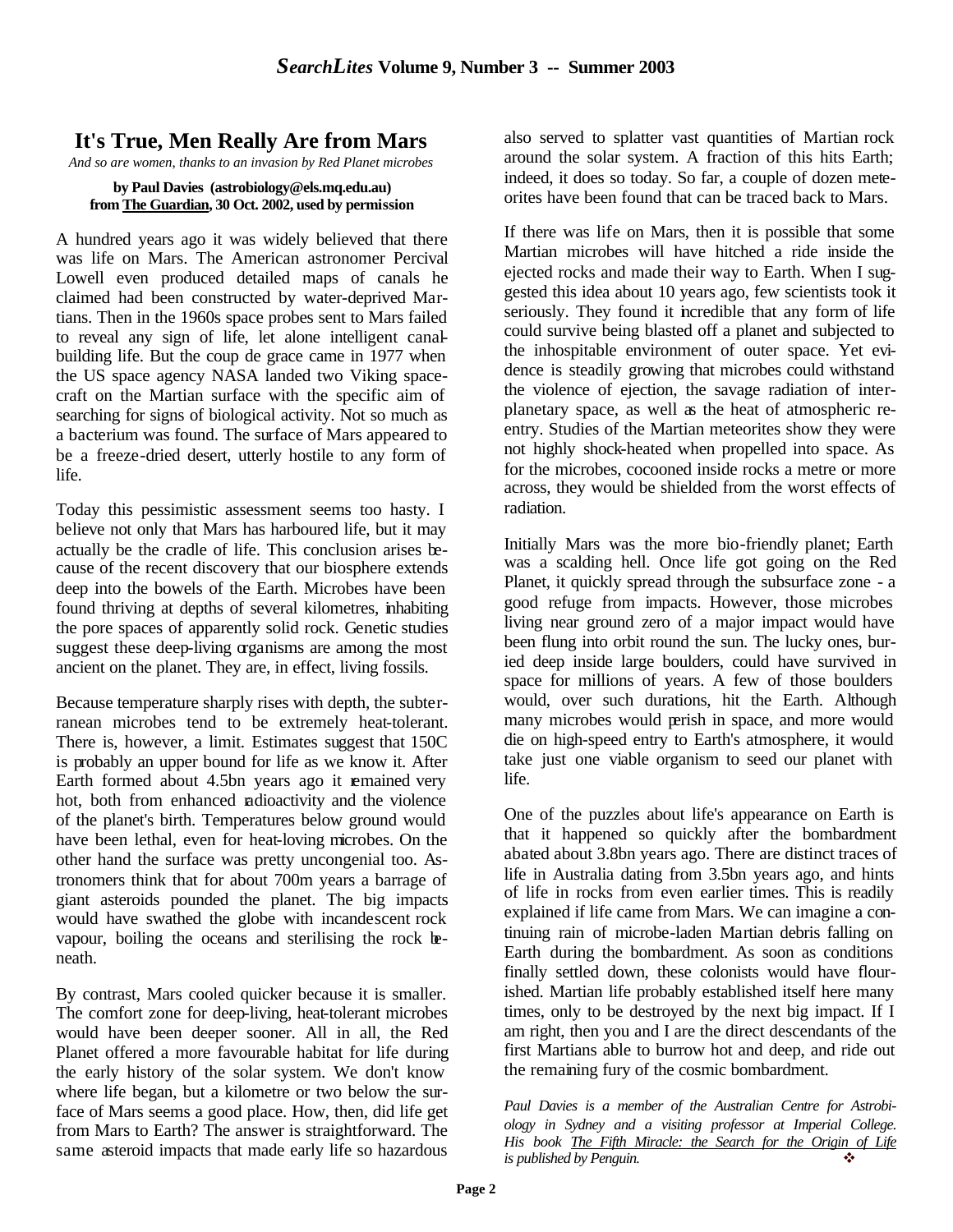# It's True, Men Really Are from Mars

*And so are women, thanks to an invasion by Red Planet microbes*

**by Paul Davies (astrobiology@els.mq.edu.au)**
**from The Guardian, 30 Oct. 2002, used by permission**

A hundred years ago it was widely believed that there was life on Mars. The American astronomer Percival Lowell even produced detailed maps of canals he claimed had been constructed by water-deprived Martians. Then in the 1960s space probes sent to Mars failed to reveal any sign of life, let alone intelligent canal-building life. But the coup de grace came in 1977 when the US space agency NASA landed two Viking spacecraft on the Martian surface with the specific aim of searching for signs of biological activity. Not so much as a bacterium was found. The surface of Mars appeared to be a freeze-dried desert, utterly hostile to any form of life.

Today this pessimistic assessment seems too hasty. I believe not only that Mars has harboured life, but it may actually be the cradle of life. This conclusion arises because of the recent discovery that our biosphere extends deep into the bowels of the Earth. Microbes have been found thriving at depths of several kilometres, inhabiting the pore spaces of apparently solid rock. Genetic studies suggest these deep-living organisms are among the most ancient on the planet. They are, in effect, living fossils.

Because temperature sharply rises with depth, the subterranean microbes tend to be extremely heat-tolerant. There is, however, a limit. Estimates suggest that 150C is probably an upper bound for life as we know it. After Earth formed about 4.5bn years ago it remained very hot, both from enhanced radioactivity and the violence of the planet's birth. Temperatures below ground would have been lethal, even for heat-loving microbes. On the other hand the surface was pretty uncongenial too. Astronomers think that for about 700m years a barrage of giant asteroids pounded the planet. The big impacts would have swathed the globe with incandescent rock vapour, boiling the oceans and sterilising the rock beneath.

By contrast, Mars cooled quicker because it is smaller. The comfort zone for deep-living, heat-tolerant microbes would have been deeper sooner. All in all, the Red Planet offered a more favourable habitat for life during the early history of the solar system. We don't know where life began, but a kilometre or two below the surface of Mars seems a good place. How, then, did life get from Mars to Earth? The answer is straightforward. The same asteroid impacts that made early life so hazardous also served to splatter vast quantities of Martian rock around the solar system. A fraction of this hits Earth; indeed, it does so today. So far, a couple of dozen meteorites have been found that can be traced back to Mars.

If there was life on Mars, then it is possible that some Martian microbes will have hitched a ride inside the ejected rocks and made their way to Earth. When I suggested this idea about 10 years ago, few scientists took it seriously. They found it incredible that any form of life could survive being blasted off a planet and subjected to the inhospitable environment of outer space. Yet evidence is steadily growing that microbes could withstand the violence of ejection, the savage radiation of interplanetary space, as well as the heat of atmospheric reentry. Studies of the Martian meteorites show they were not highly shock-heated when propelled into space. As for the microbes, cocooned inside rocks a metre or more across, they would be shielded from the worst effects of radiation.

Initially Mars was the more bio-friendly planet; Earth was a scalding hell. Once life got going on the Red Planet, it quickly spread through the subsurface zone - a good refuge from impacts. However, those microbes living near ground zero of a major impact would have been flung into orbit round the sun. The lucky ones, buried deep inside large boulders, could have survived in space for millions of years. A few of those boulders would, over such durations, hit the Earth. Although many microbes would perish in space, and more would die on high-speed entry to Earth's atmosphere, it would take just one viable organism to seed our planet with life.

One of the puzzles about life's appearance on Earth is that it happened so quickly after the bombardment abated about 3.8bn years ago. There are distinct traces of life in Australia dating from 3.5bn years ago, and hints of life in rocks from even earlier times. This is readily explained if life came from Mars. We can imagine a continuing rain of microbe-laden Martian debris falling on Earth during the bombardment. As soon as conditions finally settled down, these colonists would have flourished. Martian life probably established itself here many times, only to be destroyed by the next big impact. If I am right, then you and I are the direct descendants of the first Martians able to burrow hot and deep, and ride out the remaining fury of the cosmic bombardment.

*Paul Davies is a member of the Australian Centre for Astrobiology in Sydney and a visiting professor at Imperial College. His book The Fifth Miracle: the Search for the Origin of Life is published by Penguin.* ❖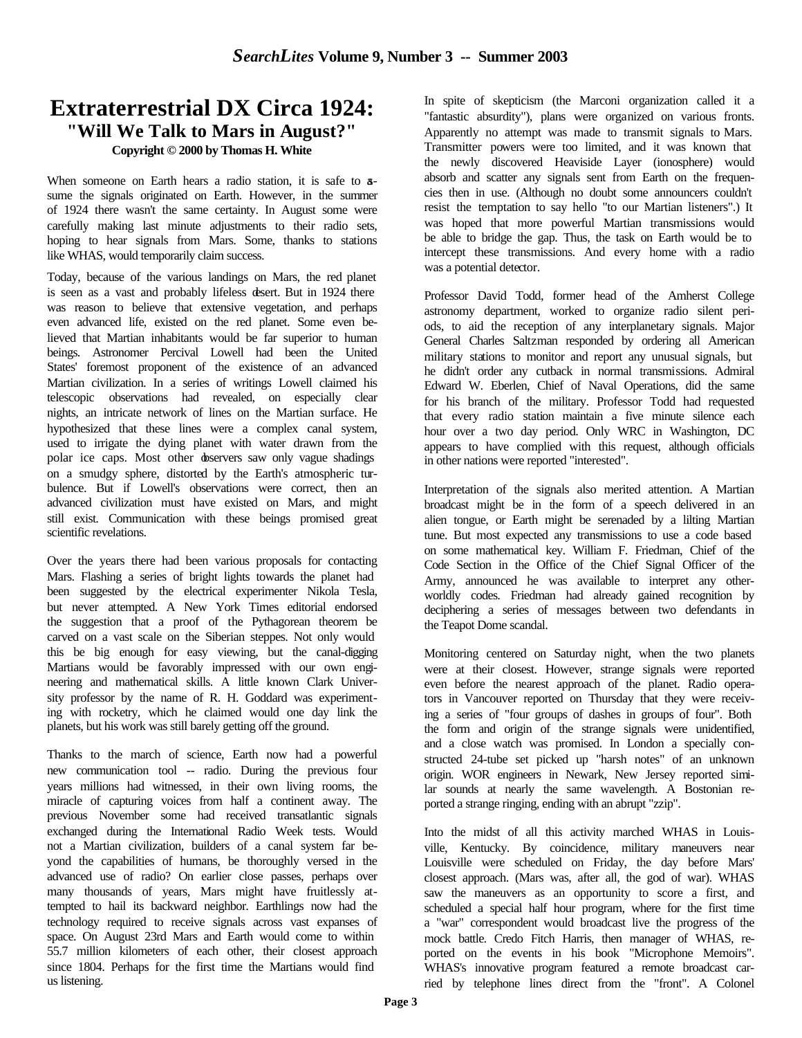# Extraterrestrial DX Circa 1924:

## "Will We Talk to Mars in August?"

**Copyright © 2000 by Thomas H. White**

When someone on Earth hears a radio station, it is safe to assume the signals originated on Earth. However, in the summer of 1924 there wasn't the same certainty. In August some were carefully making last minute adjustments to their radio sets, hoping to hear signals from Mars. Some, thanks to stations like WHAS, would temporarily claim success.

Today, because of the various landings on Mars, the red planet is seen as a vast and probably lifeless desert. But in 1924 there was reason to believe that extensive vegetation, and perhaps even advanced life, existed on the red planet. Some even believed that Martian inhabitants would be far superior to human beings. Astronomer Percival Lowell had been the United States' foremost proponent of the existence of an advanced Martian civilization. In a series of writings Lowell claimed his telescopic observations had revealed, on especially clear nights, an intricate network of lines on the Martian surface. He hypothesized that these lines were a complex canal system, used to irrigate the dying planet with water drawn from the polar ice caps. Most other observers saw only vague shadings on a smudgy sphere, distorted by the Earth's atmospheric turbulence. But if Lowell's observations were correct, then an advanced civilization must have existed on Mars, and might still exist. Communication with these beings promised great scientific revelations.

Over the years there had been various proposals for contacting Mars. Flashing a series of bright lights towards the planet had been suggested by the electrical experimenter Nikola Tesla, but never attempted. A New York Times editorial endorsed the suggestion that a proof of the Pythagorean theorem be carved on a vast scale on the Siberian steppes. Not only would this be big enough for easy viewing, but the canal-digging Martians would be favorably impressed with our own engineering and mathematical skills. A little known Clark University professor by the name of R. H. Goddard was experimenting with rocketry, which he claimed would one day link the planets, but his work was still barely getting off the ground.

Thanks to the march of science, Earth now had a powerful new communication tool -- radio. During the previous four years millions had witnessed, in their own living rooms, the miracle of capturing voices from half a continent away. The previous November some had received transatlantic signals exchanged during the International Radio Week tests. Would not a Martian civilization, builders of a canal system far beyond the capabilities of humans, be thoroughly versed in the advanced use of radio? On earlier close passes, perhaps over many thousands of years, Mars might have fruitlessly attempted to hail its backward neighbor. Earthlings now had the technology required to receive signals across vast expanses of space. On August 23rd Mars and Earth would come to within 55.7 million kilometers of each other, their closest approach since 1804. Perhaps for the first time the Martians would find us listening.

In spite of skepticism (the Marconi organization called it a "fantastic absurdity"), plans were organized on various fronts. Apparently no attempt was made to transmit signals to Mars. Transmitter powers were too limited, and it was known that the newly discovered Heaviside Layer (ionosphere) would absorb and scatter any signals sent from Earth on the frequencies then in use. (Although no doubt some announcers couldn't resist the temptation to say hello "to our Martian listeners".) It was hoped that more powerful Martian transmissions would be able to bridge the gap. Thus, the task on Earth would be to intercept these transmissions. And every home with a radio was a potential detector.

Professor David Todd, former head of the Amherst College astronomy department, worked to organize radio silent periods, to aid the reception of any interplanetary signals. Major General Charles Saltzman responded by ordering all American military stations to monitor and report any unusual signals, but he didn't order any cutback in normal transmissions. Admiral Edward W. Eberlen, Chief of Naval Operations, did the same for his branch of the military. Professor Todd had requested that every radio station maintain a five minute silence each hour over a two day period. Only WRC in Washington, DC appears to have complied with this request, although officials in other nations were reported "interested".

Interpretation of the signals also merited attention. A Martian broadcast might be in the form of a speech delivered in an alien tongue, or Earth might be serenaded by a lilting Martian tune. But most expected any transmissions to use a code based on some mathematical key. William F. Friedman, Chief of the Code Section in the Office of the Chief Signal Officer of the Army, announced he was available to interpret any otherworldly codes. Friedman had already gained recognition by deciphering a series of messages between two defendants in the Teapot Dome scandal.

Monitoring centered on Saturday night, when the two planets were at their closest. However, strange signals were reported even before the nearest approach of the planet. Radio operators in Vancouver reported on Thursday that they were receiving a series of "four groups of dashes in groups of four". Both the form and origin of the strange signals were unidentified, and a close watch was promised. In London a specially constructed 24-tube set picked up "harsh notes" of an unknown origin. WOR engineers in Newark, New Jersey reported similar sounds at nearly the same wavelength. A Bostonian reported a strange ringing, ending with an abrupt "zzip".

Into the midst of all this activity marched WHAS in Louisville, Kentucky. By coincidence, military maneuvers near Louisville were scheduled on Friday, the day before Mars' closest approach. (Mars was, after all, the god of war). WHAS saw the maneuvers as an opportunity to score a first, and scheduled a special half hour program, where for the first time a "war" correspondent would broadcast live the progress of the mock battle. Credo Fitch Harris, then manager of WHAS, reported on the events in his book "Microphone Memoirs". WHAS's innovative program featured a remote broadcast carried by telephone lines direct from the "front". A Colonel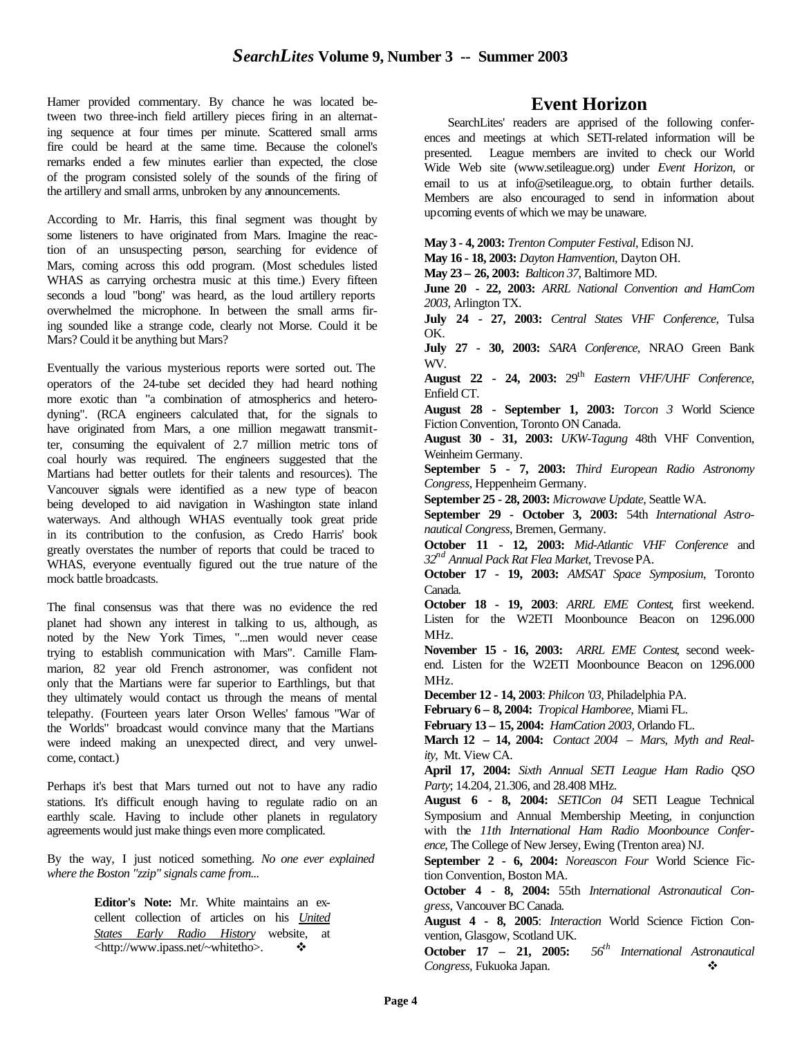Hamer provided commentary. By chance he was located between two three-inch field artillery pieces firing in an alternating sequence at four times per minute. Scattered small arms fire could be heard at the same time. Because the colonel's remarks ended a few minutes earlier than expected, the close of the program consisted solely of the sounds of the firing of the artillery and small arms, unbroken by any announcements.

According to Mr. Harris, this final segment was thought by some listeners to have originated from Mars. Imagine the reaction of an unsuspecting person, searching for evidence of Mars, coming across this odd program. (Most schedules listed WHAS as carrying orchestra music at this time.) Every fifteen seconds a loud "bong" was heard, as the loud artillery reports overwhelmed the microphone. In between the small arms firing sounded like a strange code, clearly not Morse. Could it be Mars? Could it be anything but Mars?

Eventually the various mysterious reports were sorted out. The operators of the 24-tube set decided they had heard nothing more exotic than "a combination of atmospherics and heterodyning". (RCA engineers calculated that, for the signals to have originated from Mars, a one million megawatt transmitter, consuming the equivalent of 2.7 million metric tons of coal hourly was required. The engineers suggested that the Martians had better outlets for their talents and resources). The Vancouver signals were identified as a new type of beacon being developed to aid navigation in Washington state inland waterways. And although WHAS eventually took great pride in its contribution to the confusion, as Credo Harris' book greatly overstates the number of reports that could be traced to WHAS, everyone eventually figured out the true nature of the mock battle broadcasts.

The final consensus was that there was no evidence the red planet had shown any interest in talking to us, although, as noted by the New York Times, "...men would never cease trying to establish communication with Mars". Camille Flammarion, 82 year old French astronomer, was confident not only that the Martians were far superior to Earthlings, but that they ultimately would contact us through the means of mental telepathy. (Fourteen years later Orson Welles' famous "War of the Worlds" broadcast would convince many that the Martians were indeed making an unexpected direct, and very unwelcome, contact.)

Perhaps it's best that Mars turned out not to have any radio stations. It's difficult enough having to regulate radio on an earthly scale. Having to include other planets in regulatory agreements would just make things even more complicated.

By the way, I just noticed something. *No one ever explained where the Boston "zzip" signals came from...*

> **Editor's Note:** Mr. White maintains an excellent collection of articles on his *United States Early Radio History* website, at <http://www.ipass.net/~whitetho>. ❖

## Event Horizon

SearchLites' readers are apprised of the following conferences and meetings at which SETI-related information will be presented. League members are invited to check our World Wide Web site (www.setileague.org) under *Event Horizon*, or email to us at info@setileague.org, to obtain further details. Members are also encouraged to send in information about upcoming events of which we may be unaware.

**May 3 - 4, 2003:** *Trenton Computer Festival*, Edison NJ.
**May 16 - 18, 2003:** *Dayton Hamvention*, Dayton OH.
**May 23 – 26, 2003:** *Balticon 37*, Baltimore MD.
**June 20 - 22, 2003:** *ARRL National Convention and HamCom 2003*, Arlington TX.
**July 24 - 27, 2003:** *Central States VHF Conference*, Tulsa OK.
**July 27 - 30, 2003:** *SARA Conference*, NRAO Green Bank WV.
**August 22 - 24, 2003:** 29th *Eastern VHF/UHF Conference*, Enfield CT.
**August 28 - September 1, 2003:** *Torcon 3* World Science Fiction Convention, Toronto ON Canada.
**August 30 - 31, 2003:** *UKW-Tagung* 48th VHF Convention, Weinheim Germany.
**September 5 - 7, 2003:** *Third European Radio Astronomy Congress*, Heppenheim Germany.
**September 25 - 28, 2003:** *Microwave Update*, Seattle WA.
**September 29 - October 3, 2003:** 54th *International Astronautical Congress*, Bremen, Germany.
**October 11 - 12, 2003:** *Mid-Atlantic VHF Conference* and *32nd Annual Pack Rat Flea Market*, Trevose PA.
**October 17 - 19, 2003:** *AMSAT Space Symposium*, Toronto Canada.
**October 18 - 19, 2003**: *ARRL EME Contest*, first weekend. Listen for the W2ETI Moonbounce Beacon on 1296.000 MHz.
**November 15 - 16, 2003:** *ARRL EME Contest*, second weekend. Listen for the W2ETI Moonbounce Beacon on 1296.000 MHz.
**December 12 - 14, 2003**: *Philcon '03*, Philadelphia PA.
**February 6 – 8, 2004:** *Tropical Hamboree*, Miami FL.
**February 13 – 15, 2004:** *HamCation 2003*, Orlando FL.
**March 12 – 14, 2004:** *Contact 2004 – Mars, Myth and Reality*, Mt. View CA.
**April 17, 2004:** *Sixth Annual SETI League Ham Radio QSO Party*; 14.204, 21.306, and 28.408 MHz.
**August 6 - 8, 2004:** *SETICon 04* SETI League Technical Symposium and Annual Membership Meeting, in conjunction with the *11th International Ham Radio Moonbounce Conference*, The College of New Jersey, Ewing (Trenton area) NJ.
**September 2 - 6, 2004:** *Noreascon Four* World Science Fiction Convention, Boston MA.
**October 4 - 8, 2004:** 55th *International Astronautical Congress*, Vancouver BC Canada.
**August 4 - 8, 2005**: *Interaction* World Science Fiction Convention, Glasgow, Scotland UK.
**October 17 – 21, 2005:** *56th International Astronautical Congress*, Fukuoka Japan. ❖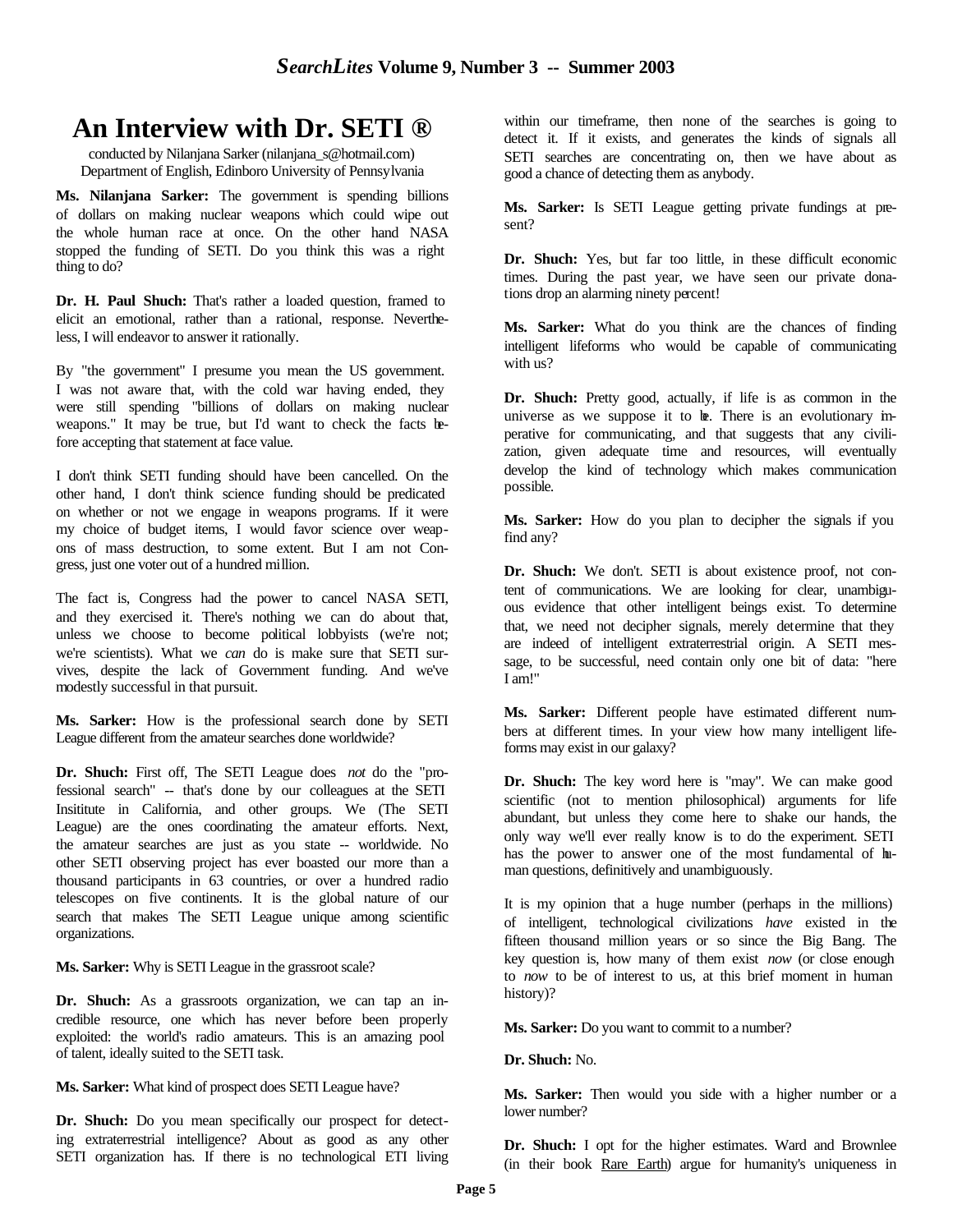# An Interview with Dr. SETI ®

conducted by Nilanjana Sarker (nilanjana_s@hotmail.com)
Department of English, Edinboro University of Pennsylvania

**Ms. Nilanjana Sarker:** The government is spending billions of dollars on making nuclear weapons which could wipe out the whole human race at once. On the other hand NASA stopped the funding of SETI. Do you think this was a right thing to do?

**Dr. H. Paul Shuch:** That's rather a loaded question, framed to elicit an emotional, rather than a rational, response. Nevertheless, I will endeavor to answer it rationally.

By "the government" I presume you mean the US government. I was not aware that, with the cold war having ended, they were still spending "billions of dollars on making nuclear weapons." It may be true, but I'd want to check the facts before accepting that statement at face value.

I don't think SETI funding should have been cancelled. On the other hand, I don't think science funding should be predicated on whether or not we engage in weapons programs. If it were my choice of budget items, I would favor science over weapons of mass destruction, to some extent. But I am not Congress, just one voter out of a hundred million.

The fact is, Congress had the power to cancel NASA SETI, and they exercised it. There's nothing we can do about that, unless we choose to become political lobbyists (we're not; we're scientists). What we *can* do is make sure that SETI survives, despite the lack of Government funding. And we've modestly successful in that pursuit.

**Ms. Sarker:** How is the professional search done by SETI League different from the amateur searches done worldwide?

**Dr. Shuch:** First off, The SETI League does *not* do the "professional search" -- that's done by our colleagues at the SETI Insititute in California, and other groups. We (The SETI League) are the ones coordinating the amateur efforts. Next, the amateur searches are just as you state -- worldwide. No other SETI observing project has ever boasted our more than a thousand participants in 63 countries, or over a hundred radio telescopes on five continents. It is the global nature of our search that makes The SETI League unique among scientific organizations.

**Ms. Sarker:** Why is SETI League in the grassroot scale?

**Dr. Shuch:** As a grassroots organization, we can tap an incredible resource, one which has never before been properly exploited: the world's radio amateurs. This is an amazing pool of talent, ideally suited to the SETI task.

**Ms. Sarker:** What kind of prospect does SETI League have?

**Dr. Shuch:** Do you mean specifically our prospect for detecting extraterrestrial intelligence? About as good as any other SETI organization has. If there is no technological ETI living within our timeframe, then none of the searches is going to detect it. If it exists, and generates the kinds of signals all SETI searches are concentrating on, then we have about as good a chance of detecting them as anybody.

**Ms. Sarker:** Is SETI League getting private fundings at present?

**Dr. Shuch:** Yes, but far too little, in these difficult economic times. During the past year, we have seen our private donations drop an alarming ninety percent!

**Ms. Sarker:** What do you think are the chances of finding intelligent lifeforms who would be capable of communicating with us?

**Dr. Shuch:** Pretty good, actually, if life is as common in the universe as we suppose it to be. There is an evolutionary imperative for communicating, and that suggests that any civilization, given adequate time and resources, will eventually develop the kind of technology which makes communication possible.

**Ms. Sarker:** How do you plan to decipher the signals if you find any?

**Dr. Shuch:** We don't. SETI is about existence proof, not content of communications. We are looking for clear, unambiguous evidence that other intelligent beings exist. To determine that, we need not decipher signals, merely determine that they are indeed of intelligent extraterrestrial origin. A SETI message, to be successful, need contain only one bit of data: "here I am!"

**Ms. Sarker:** Different people have estimated different numbers at different times. In your view how many intelligent lifeforms may exist in our galaxy?

**Dr. Shuch:** The key word here is "may". We can make good scientific (not to mention philosophical) arguments for life abundant, but unless they come here to shake our hands, the only way we'll ever really know is to do the experiment. SETI has the power to answer one of the most fundamental of human questions, definitively and unambiguously.

It is my opinion that a huge number (perhaps in the millions) of intelligent, technological civilizations *have* existed in the fifteen thousand million years or so since the Big Bang. The key question is, how many of them exist *now* (or close enough to *now* to be of interest to us, at this brief moment in human history)?

**Ms. Sarker:** Do you want to commit to a number?

**Dr. Shuch:** No.

**Ms. Sarker:** Then would you side with a higher number or a lower number?

**Dr. Shuch:** I opt for the higher estimates. Ward and Brownlee (in their book Rare Earth) argue for humanity's uniqueness in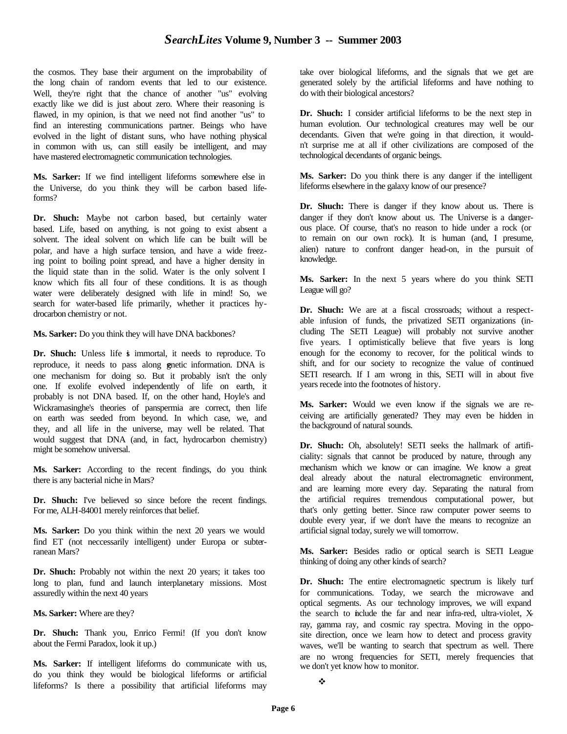the cosmos. They base their argument on the improbability of the long chain of random events that led to our existence. Well, they're right that the chance of another "us" evolving exactly like we did is just about zero. Where their reasoning is flawed, in my opinion, is that we need not find another "us" to find an interesting communications partner. Beings who have evolved in the light of distant suns, who have nothing physical in common with us, can still easily be intelligent, and may have mastered electromagnetic communication technologies.

**Ms. Sarker:** If we find intelligent lifeforms somewhere else in the Universe, do you think they will be carbon based lifeforms?

**Dr. Shuch:** Maybe not carbon based, but certainly water based. Life, based on anything, is not going to exist absent a solvent. The ideal solvent on which life can be built will be polar, and have a high surface tension, and have a wide freezing point to boiling point spread, and have a higher density in the liquid state than in the solid. Water is the only solvent I know which fits all four of these conditions. It is as though water were deliberately designed with life in mind! So, we search for water-based life primarily, whether it practices hydrocarbon chemistry or not.

**Ms. Sarker:** Do you think they will have DNA backbones?

**Dr. Shuch:** Unless life is immortal, it needs to reproduce. To reproduce, it needs to pass along genetic information. DNA is one mechanism for doing so. But it probably isn't the only one. If exolife evolved independently of life on earth, it probably is not DNA based. If, on the other hand, Hoyle's and Wickramasinghe's theories of panspermia are correct, then life on earth was seeded from beyond. In which case, we, and they, and all life in the universe, may well be related. That would suggest that DNA (and, in fact, hydrocarbon chemistry) might be somehow universal.

**Ms. Sarker:** According to the recent findings, do you think there is any bacterial niche in Mars?

**Dr. Shuch:** I've believed so since before the recent findings. For me, ALH-84001 merely reinforces that belief.

**Ms. Sarker:** Do you think within the next 20 years we would find ET (not neccessarily intelligent) under Europa or subterranean Mars?

**Dr. Shuch:** Probably not within the next 20 years; it takes too long to plan, fund and launch interplanetary missions. Most assuredly within the next 40 years

**Ms. Sarker:** Where are they?

**Dr. Shuch:** Thank you, Enrico Fermi! (If you don't know about the Fermi Paradox, look it up.)

**Ms. Sarker:** If intelligent lifeforms do communicate with us, do you think they would be biological lifeforms or artificial lifeforms? Is there a possibility that artificial lifeforms may take over biological lifeforms, and the signals that we get are generated solely by the artificial lifeforms and have nothing to do with their biological ancestors?

**Dr. Shuch:** I consider artificial lifeforms to be the next step in human evolution. Our technological creatures may well be our decendants. Given that we're going in that direction, it wouldn't surprise me at all if other civilizations are composed of the technological decendants of organic beings.

**Ms. Sarker:** Do you think there is any danger if the intelligent lifeforms elsewhere in the galaxy know of our presence?

**Dr. Shuch:** There is danger if they know about us. There is danger if they don't know about us. The Universe is a dangerous place. Of course, that's no reason to hide under a rock (or to remain on our own rock). It is human (and, I presume, alien) nature to confront danger head-on, in the pursuit of knowledge.

**Ms. Sarker:** In the next 5 years where do you think SETI League will go?

**Dr. Shuch:** We are at a fiscal crossroads; without a respectable infusion of funds, the privatized SETI organizations (including The SETI League) will probably not survive another five years. I optimistically believe that five years is long enough for the economy to recover, for the political winds to shift, and for our society to recognize the value of continued SETI research. If I am wrong in this, SETI will in about five years recede into the footnotes of history.

**Ms. Sarker:** Would we even know if the signals we are receiving are artificially generated? They may even be hidden in the background of natural sounds.

**Dr. Shuch:** Oh, absolutely! SETI seeks the hallmark of artificiality: signals that cannot be produced by nature, through any mechanism which we know or can imagine. We know a great deal already about the natural electromagnetic environment, and are learning more every day. Separating the natural from the artificial requires tremendous computational power, but that's only getting better. Since raw computer power seems to double every year, if we don't have the means to recognize an artificial signal today, surely we will tomorrow.

**Ms. Sarker:** Besides radio or optical search is SETI League thinking of doing any other kinds of search?

**Dr. Shuch:** The entire electromagnetic spectrum is likely turf for communications. Today, we search the microwave and optical segments. As our technology improves, we will expand the search to include the far and near infra-red, ultra-violet, X-ray, gamma ray, and cosmic ray spectra. Moving in the opposite direction, once we learn how to detect and process gravity waves, we'll be wanting to search that spectrum as well. There are no wrong frequencies for SETI, merely frequencies that we don't yet know how to monitor.

❖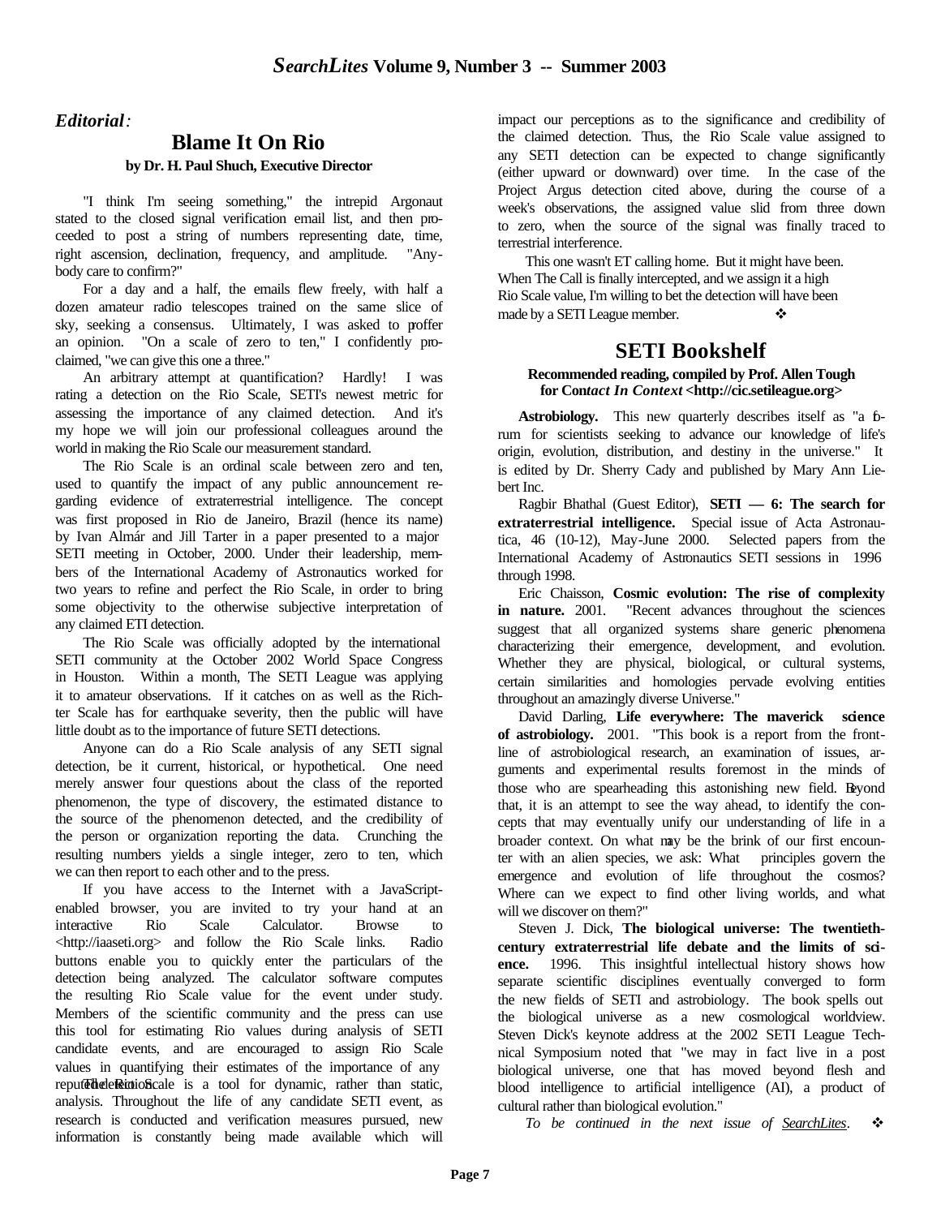*Editorial:*

## Blame It On Rio

**by Dr. H. Paul Shuch, Executive Director**

"I think I'm seeing something," the intrepid Argonaut stated to the closed signal verification email list, and then proceeded to post a string of numbers representing date, time, right ascension, declination, frequency, and amplitude. "Anybody care to confirm?"

For a day and a half, the emails flew freely, with half a dozen amateur radio telescopes trained on the same slice of sky, seeking a consensus. Ultimately, I was asked to proffer an opinion. "On a scale of zero to ten," I confidently proclaimed, "we can give this one a three."

An arbitrary attempt at quantification? Hardly! I was rating a detection on the Rio Scale, SETI's newest metric for assessing the importance of any claimed detection. And it's my hope we will join our professional colleagues around the world in making the Rio Scale our measurement standard.

The Rio Scale is an ordinal scale between zero and ten, used to quantify the impact of any public announcement regarding evidence of extraterrestrial intelligence. The concept was first proposed in Rio de Janeiro, Brazil (hence its name) by Ivan Almár and Jill Tarter in a paper presented to a major SETI meeting in October, 2000. Under their leadership, members of the International Academy of Astronautics worked for two years to refine and perfect the Rio Scale, in order to bring some objectivity to the otherwise subjective interpretation of any claimed ETI detection.

The Rio Scale was officially adopted by the international SETI community at the October 2002 World Space Congress in Houston. Within a month, The SETI League was applying it to amateur observations. If it catches on as well as the Richter Scale has for earthquake severity, then the public will have little doubt as to the importance of future SETI detections.

Anyone can do a Rio Scale analysis of any SETI signal detection, be it current, historical, or hypothetical. One need merely answer four questions about the class of the reported phenomenon, the type of discovery, the estimated distance to the source of the phenomenon detected, and the credibility of the person or organization reporting the data. Crunching the resulting numbers yields a single integer, zero to ten, which we can then report to each other and to the press.

If you have access to the Internet with a JavaScript-enabled browser, you are invited to try your hand at an interactive Rio Scale Calculator. Browse to <http://iaaseti.org> and follow the Rio Scale links. Radio buttons enable you to quickly enter the particulars of the detection being analyzed. The calculator software computes the resulting Rio Scale value for the event under study. Members of the scientific community and the press can use this tool for estimating Rio values during analysis of SETI candidate events, and are encouraged to assign Rio Scale values in quantifying their estimates of the importance of any reported detection.

The Rio Scale is a tool for dynamic, rather than static, analysis. Throughout the life of any candidate SETI event, as research is conducted and verification measures pursued, new information is constantly being made available which will impact our perceptions as to the significance and credibility of the claimed detection. Thus, the Rio Scale value assigned to any SETI detection can be expected to change significantly (either upward or downward) over time. In the case of the Project Argus detection cited above, during the course of a week's observations, the assigned value slid from three down to zero, when the source of the signal was finally traced to terrestrial interference.

This one wasn't ET calling home. But it might have been. When The Call is finally intercepted, and we assign it a high Rio Scale value, I'm willing to bet the detection will have been made by a SETI League member. ❖

## SETI Bookshelf

**Recommended reading, compiled by Prof. Allen Tough for *Contact In Context* <http://cic.setileague.org>**

**Astrobiology.** This new quarterly describes itself as "a forum for scientists seeking to advance our knowledge of life's origin, evolution, distribution, and destiny in the universe." It is edited by Dr. Sherry Cady and published by Mary Ann Liebert Inc.

Ragbir Bhathal (Guest Editor), **SETI — 6: The search for extraterrestrial intelligence.** Special issue of Acta Astronautica, 46 (10-12), May-June 2000. Selected papers from the International Academy of Astronautics SETI sessions in 1996 through 1998.

Eric Chaisson, **Cosmic evolution: The rise of complexity in nature.** 2001. "Recent advances throughout the sciences suggest that all organized systems share generic phenomena characterizing their emergence, development, and evolution. Whether they are physical, biological, or cultural systems, certain similarities and homologies pervade evolving entities throughout an amazingly diverse Universe."

David Darling, **Life everywhere: The maverick science of astrobiology.** 2001. "This book is a report from the frontline of astrobiological research, an examination of issues, arguments and experimental results foremost in the minds of those who are spearheading this astonishing new field. Beyond that, it is an attempt to see the way ahead, to identify the concepts that may eventually unify our understanding of life in a broader context. On what may be the brink of our first encounter with an alien species, we ask: What principles govern the emergence and evolution of life throughout the cosmos? Where can we expect to find other living worlds, and what will we discover on them?"

Steven J. Dick, **The biological universe: The twentieth-century extraterrestrial life debate and the limits of science.** 1996. This insightful intellectual history shows how separate scientific disciplines eventually converged to form the new fields of SETI and astrobiology. The book spells out the biological universe as a new cosmological worldview. Steven Dick's keynote address at the 2002 SETI League Technical Symposium noted that "we may in fact live in a post biological universe, one that has moved beyond flesh and blood intelligence to artificial intelligence (AI), a product of cultural rather than biological evolution."

*To be continued in the next issue of SearchLites.* ❖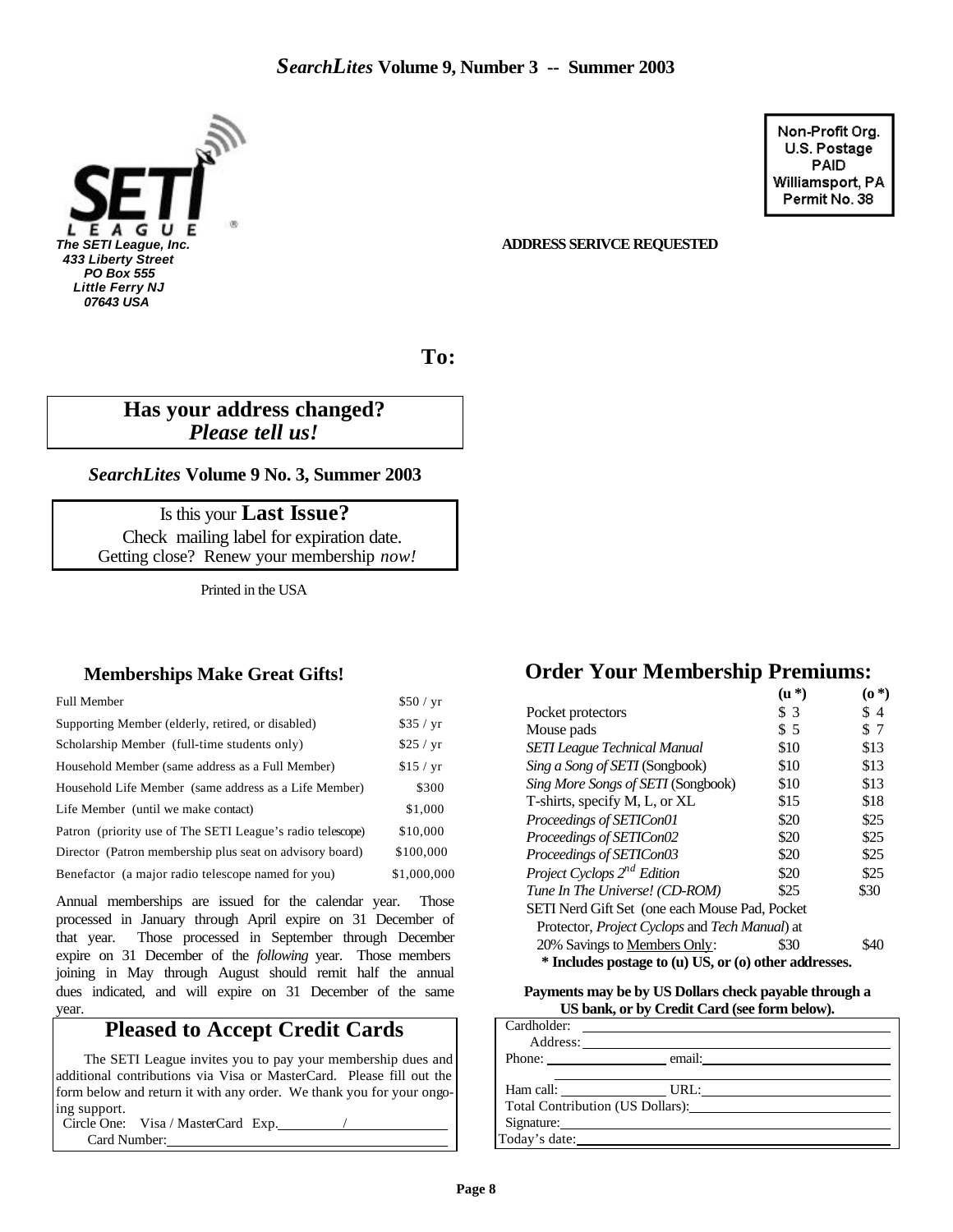The SETI League, Inc.
433 Liberty Street
PO Box 555
Little Ferry NJ
07643 USA

Non-Profit Org.
U.S. Postage
PAID
Williamsport, PA
Permit No. 38

**ADDRESS SERIVCE REQUESTED**

**To:**

**Has your address changed?**
***Please tell us!***

***SearchLites*** **Volume 9 No. 3, Summer 2003**

Is this your **Last Issue?**
Check mailing label for expiration date.
Getting close? Renew your membership *now!*

Printed in the USA

## Memberships Make Great Gifts!

| | |
|---|---|
| Full Member | $50 / yr |
| Supporting Member (elderly, retired, or disabled) | $35 / yr |
| Scholarship Member (full-time students only) | $25 / yr |
| Household Member (same address as a Full Member) | $15 / yr |
| Household Life Member (same address as a Life Member) | $300 |
| Life Member (until we make contact) | $1,000 |
| Patron (priority use of The SETI League's radio telescope) | $10,000 |
| Director (Patron membership plus seat on advisory board) | $100,000 |
| Benefactor (a major radio telescope named for you) | $1,000,000 |

Annual memberships are issued for the calendar year. Those processed in January through April expire on 31 December of that year. Those processed in September through December expire on 31 December of the *following* year. Those members joining in May through August should remit half the annual dues indicated, and will expire on 31 December of the same year.

## Pleased to Accept Credit Cards

The SETI League invites you to pay your membership dues and additional contributions via Visa or MasterCard. Please fill out the form below and return it with any order. We thank you for your ongoing support.

Circle One: Visa / MasterCard Exp.\_\_\_\_\_\_\_\_/\_\_\_\_\_\_\_\_

Card Number:\_\_\_\_\_\_\_\_\_\_\_\_\_\_\_\_\_\_\_\_

## Order Your Membership Premiums:

| | (u \*) | (o \*) |
|---|---|---|
| Pocket protectors | $ 3 | $ 4 |
| Mouse pads | $ 5 | $ 7 |
| *SETI League Technical Manual* | $10 | $13 |
| *Sing a Song of SETI* (Songbook) | $10 | $13 |
| *Sing More Songs of SETI* (Songbook) | $10 | $13 |
| T-shirts, specify M, L, or XL | $15 | $18 |
| *Proceedings of SETICon01* | $20 | $25 |
| *Proceedings of SETICon02* | $20 | $25 |
| *Proceedings of SETICon03* | $20 | $25 |
| *Project Cyclops 2nd Edition* | $20 | $25 |
| *Tune In The Universe! (CD-ROM)* | $25 | $30 |
| SETI Nerd Gift Set (one each Mouse Pad, Pocket Protector, *Project Cyclops* and *Tech Manual*) at 20% Savings to Members Only: | $30 | $40 |

**\* Includes postage to (u) US, or (o) other addresses.**

**Payments may be by US Dollars check payable through a US bank, or by Credit Card (see form below).**

Cardholder:\_\_\_\_\_\_\_\_\_\_\_\_\_\_\_\_\_\_\_\_

Address:\_\_\_\_\_\_\_\_\_\_\_\_\_\_\_\_\_\_\_\_

Phone:\_\_\_\_\_\_\_\_\_\_ email:\_\_\_\_\_\_\_\_\_\_

Ham call:\_\_\_\_\_\_\_\_\_\_ URL:\_\_\_\_\_\_\_\_\_\_

Total Contribution (US Dollars):\_\_\_\_\_\_\_\_\_\_

Signature:\_\_\_\_\_\_\_\_\_\_\_\_\_\_\_\_\_\_\_\_

Today's date:\_\_\_\_\_\_\_\_\_\_\_\_\_\_\_\_\_\_\_\_